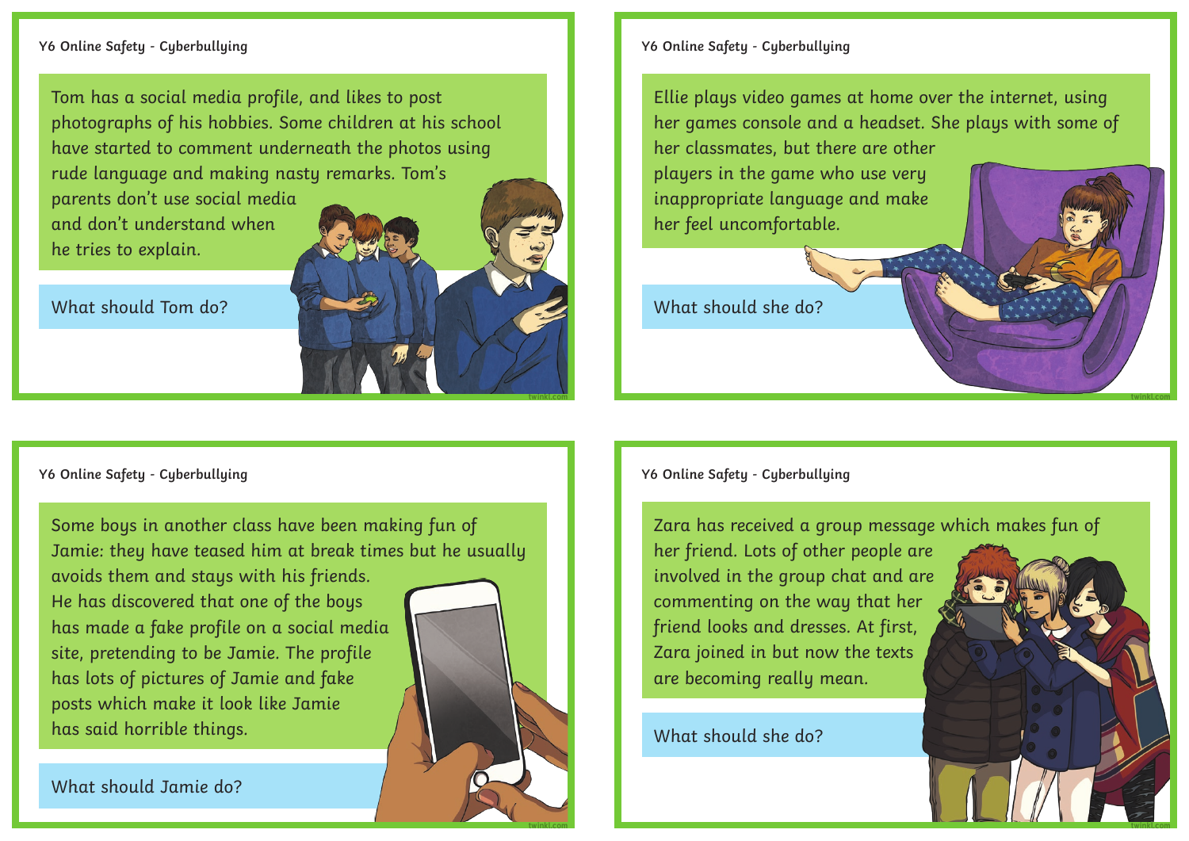## Y6 Online Safety - Cyberbullying

Tom has a social media profile, and likes to post photographs of his hobbies. Some children at his school have started to comment underneath the photos using rude language and making nasty remarks. Tom's parents don't use social media and don't understand when he tries to explain.

What should Tom do?

## Y6 Online Safety - Cyberbullying

Ellie plays video games at home over the internet, using her games console and a headset. She plays with some of her classmates, but there are other players in the game who use very inappropriate language and make her feel uncomfortable.

What should she do?

## Y6 Online Safety - Cyberbullying

Some boys in another class have been making fun of Jamie: they have teased him at break times but he usually avoids them and stays with his friends. He has discovered that one of the boys has made a fake profile on a social media site, pretending to be Jamie. The profile has lots of pictures of Jamie and fake posts which make it look like Jamie has said horrible things.

What should Jamie do?

## Y6 Online Safety - Cyberbullying

Zara has received a group message which makes fun of her friend. Lots of other people are involved in the group chat and are commenting on the way that her friend looks and dresses. At first, Zara joined in but now the texts are becoming really mean.

What should she do?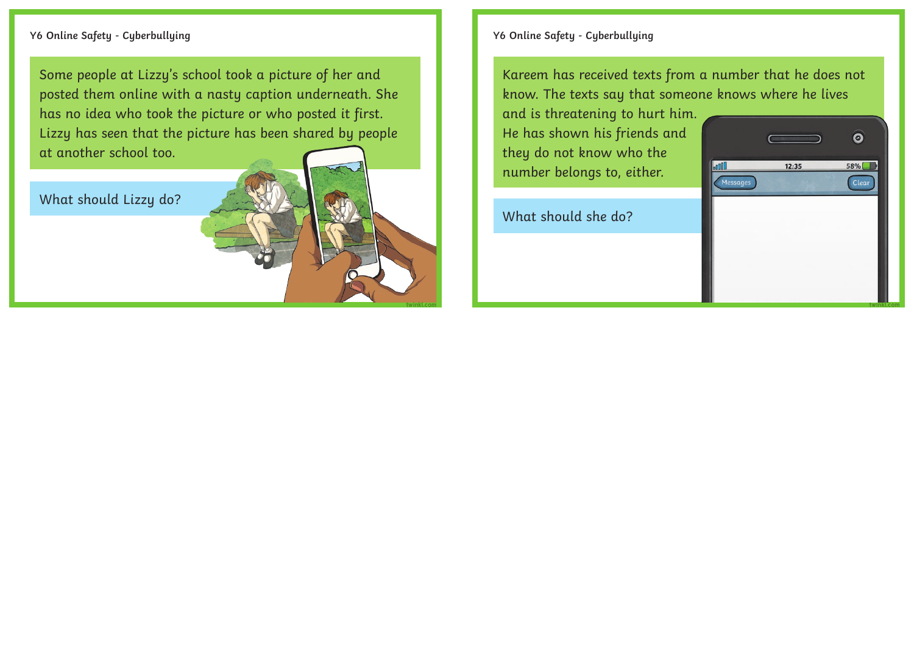Y6 Online Safety - Cyberbullying

Some people at Lizzy's school took a picture of her and posted them online with a nasty caption underneath. She has no idea who took the picture or who posted it first. Lizzy has seen that the picture has been shared by people at another school too.

What should Lizzy do?

Y6 Online Safety - Cyberbullying

Kareem has received texts from a number that he does not know. The texts say that someone knows where he lives and is threatening to hurt him. He has shown his friends and they do not know who the number belongs to, either.

What should she do?